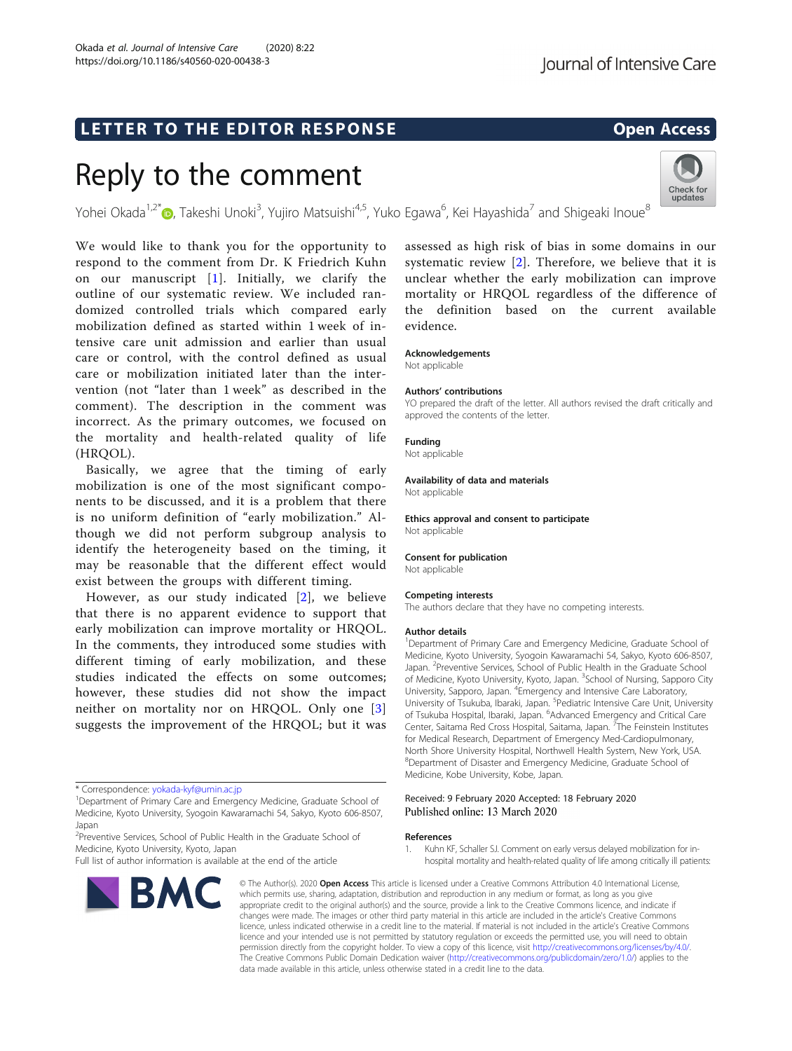LETTER TO THE EDITOR RESPONSE

Open Access

# Reply to the comment

Yohei Okada[1,2*], Takeshi Unoki[3], Yujiro Matsuishi[4,5], Yuko Egawa[6], Kei Hayashida[7] and Shigeaki Inoue[8]

We would like to thank you for the opportunity to respond to the comment from Dr. K Friedrich Kuhn on our manuscript [1]. Initially, we clarify the outline of our systematic review. We included randomized controlled trials which compared early mobilization defined as started within 1 week of intensive care unit admission and earlier than usual care or control, with the control defined as usual care or mobilization initiated later than the intervention (not "later than 1 week" as described in the comment). The description in the comment was incorrect. As the primary outcomes, we focused on the mortality and health-related quality of life (HRQOL).

Basically, we agree that the timing of early mobilization is one of the most significant components to be discussed, and it is a problem that there is no uniform definition of "early mobilization." Although we did not perform subgroup analysis to identify the heterogeneity based on the timing, it may be reasonable that the different effect would exist between the groups with different timing.

However, as our study indicated [2], we believe that there is no apparent evidence to support that early mobilization can improve mortality or HRQOL. In the comments, they introduced some studies with different timing of early mobilization, and these studies indicated the effects on some outcomes; however, these studies did not show the impact neither on mortality nor on HRQOL. Only one [3] suggests the improvement of the HRQOL; but it was assessed as high risk of bias in some domains in our systematic review [2]. Therefore, we believe that it is unclear whether the early mobilization can improve mortality or HRQOL regardless of the difference of the definition based on the current available evidence.

\* Correspondence: yokada-kyf@umin.ac.jp
[1]Department of Primary Care and Emergency Medicine, Graduate School of Medicine, Kyoto University, Syogoin Kawaramachi 54, Sakyo, Kyoto 606-8507, Japan
[2]Preventive Services, School of Public Health in the Graduate School of Medicine, Kyoto University, Kyoto, Japan
Full list of author information is available at the end of the article

### Acknowledgements
Not applicable

### Authors' contributions
YO prepared the draft of the letter. All authors revised the draft critically and approved the contents of the letter.

### Funding
Not applicable

### Availability of data and materials
Not applicable

### Ethics approval and consent to participate
Not applicable

### Consent for publication
Not applicable

### Competing interests
The authors declare that they have no competing interests.

### Author details
[1]Department of Primary Care and Emergency Medicine, Graduate School of Medicine, Kyoto University, Syogoin Kawaramachi 54, Sakyo, Kyoto 606-8507, Japan. [2]Preventive Services, School of Public Health in the Graduate School of Medicine, Kyoto University, Kyoto, Japan. [3]School of Nursing, Sapporo City University, Sapporo, Japan. [4]Emergency and Intensive Care Laboratory, University of Tsukuba, Ibaraki, Japan. [5]Pediatric Intensive Care Unit, University of Tsukuba Hospital, Ibaraki, Japan. [6]Advanced Emergency and Critical Care Center, Saitama Red Cross Hospital, Saitama, Japan. [7]The Feinstein Institutes for Medical Research, Department of Emergency Med-Cardiopulmonary, North Shore University Hospital, Northwell Health System, New York, USA. [8]Department of Disaster and Emergency Medicine, Graduate School of Medicine, Kobe University, Kobe, Japan.

Received: 9 February 2020 Accepted: 18 February 2020
Published online: 13 March 2020

### References
1. Kuhn KF, Schaller SJ. Comment on early versus delayed mobilization for in-hospital mortality and health-related quality of life among critically ill patients:

© The Author(s). 2020 **Open Access** This article is licensed under a Creative Commons Attribution 4.0 International License, which permits use, sharing, adaptation, distribution and reproduction in any medium or format, as long as you give appropriate credit to the original author(s) and the source, provide a link to the Creative Commons licence, and indicate if changes were made. The images or other third party material in this article are included in the article's Creative Commons licence, unless indicated otherwise in a credit line to the material. If material is not included in the article's Creative Commons licence and your intended use is not permitted by statutory regulation or exceeds the permitted use, you will need to obtain permission directly from the copyright holder. To view a copy of this licence, visit http://creativecommons.org/licenses/by/4.0/. The Creative Commons Public Domain Dedication waiver (http://creativecommons.org/publicdomain/zero/1.0/) applies to the data made available in this article, unless otherwise stated in a credit line to the data.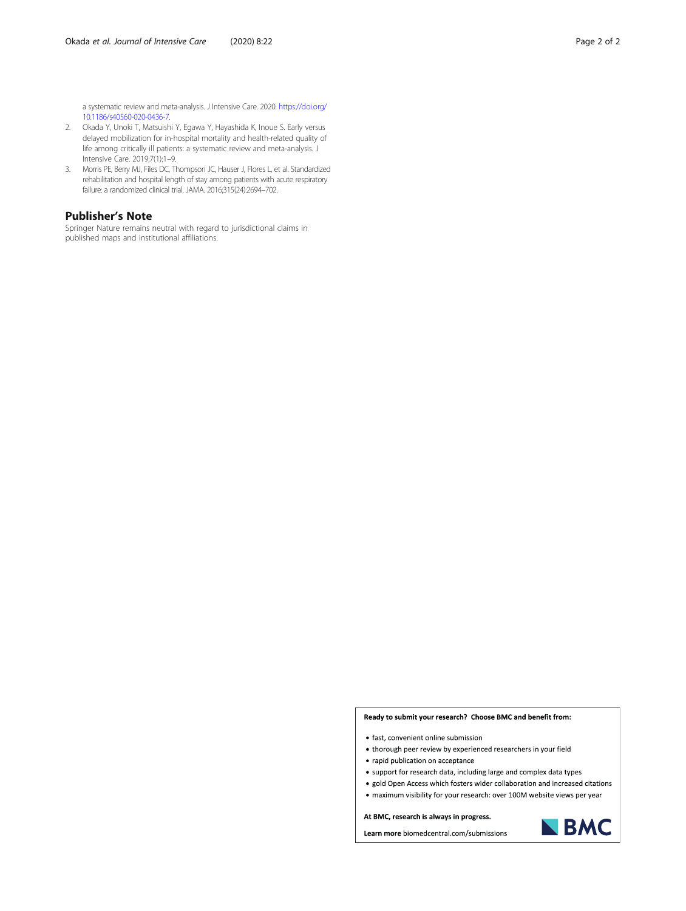a systematic review and meta-analysis. J Intensive Care. 2020. https://doi.org/10.1186/s40560-020-0436-7.

2. Okada Y, Unoki T, Matsuishi Y, Egawa Y, Hayashida K, Inoue S. Early versus delayed mobilization for in-hospital mortality and health-related quality of life among critically ill patients: a systematic review and meta-analysis. J Intensive Care. 2019;7(1):1–9.
3. Morris PE, Berry MJ, Files DC, Thompson JC, Hauser J, Flores L, et al. Standardized rehabilitation and hospital length of stay among patients with acute respiratory failure: a randomized clinical trial. JAMA. 2016;315(24):2694–702.

## Publisher's Note

Springer Nature remains neutral with regard to jurisdictional claims in published maps and institutional affiliations.

**Ready to submit your research? Choose BMC and benefit from:**

- fast, convenient online submission
- thorough peer review by experienced researchers in your field
- rapid publication on acceptance
- support for research data, including large and complex data types
- gold Open Access which fosters wider collaboration and increased citations
- maximum visibility for your research: over 100M website views per year

**At BMC, research is always in progress.**

**Learn more** biomedcentral.com/submissions

BMC